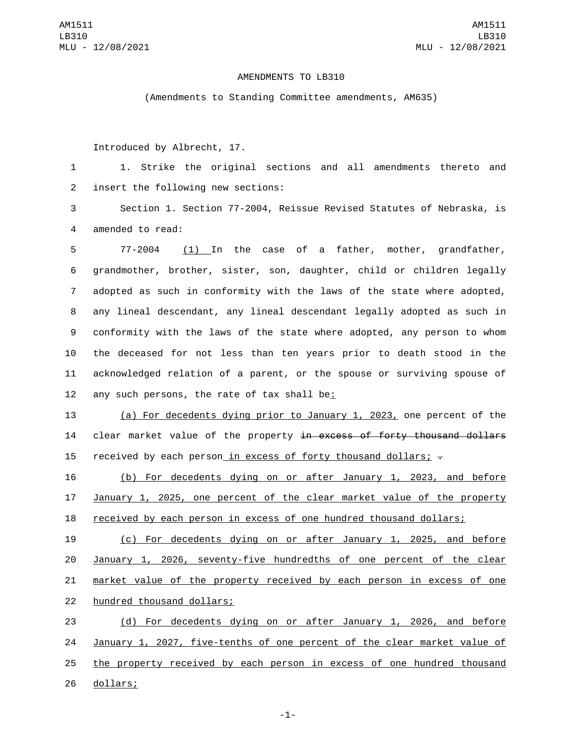AMENDMENTS TO LB310

(Amendments to Standing Committee amendments, AM635)

Introduced by Albrecht, 17.

1. Strike the original sections and all amendments thereto and insert the following new sections:

Section 1. Section 77-2004, Reissue Revised Statutes of Nebraska, is amended to read:

77-2004 (1) In the case of a father, mother, grandfather, grandmother, brother, sister, son, daughter, child or children legally adopted as such in conformity with the laws of the state where adopted, any lineal descendant, any lineal descendant legally adopted as such in conformity with the laws of the state where adopted, any person to whom the deceased for not less than ten years prior to death stood in the acknowledged relation of a parent, or the spouse or surviving spouse of any such persons, the rate of tax shall be:

(a) For decedents dying prior to January 1, 2023, one percent of the clear market value of the property ~~in excess of forty thousand dollars~~ received by each person in excess of forty thousand dollars; ~~.~~

(b) For decedents dying on or after January 1, 2023, and before January 1, 2025, one percent of the clear market value of the property received by each person in excess of one hundred thousand dollars;

(c) For decedents dying on or after January 1, 2025, and before January 1, 2026, seventy-five hundredths of one percent of the clear market value of the property received by each person in excess of one hundred thousand dollars;

(d) For decedents dying on or after January 1, 2026, and before January 1, 2027, five-tenths of one percent of the clear market value of the property received by each person in excess of one hundred thousand dollars;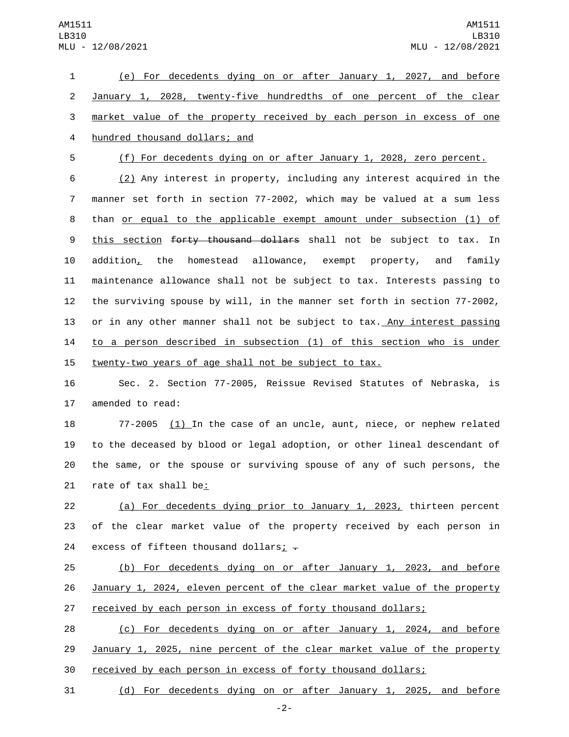(e) For decedents dying on or after January 1, 2027, and before January 1, 2028, twenty-five hundredths of one percent of the clear market value of the property received by each person in excess of one hundred thousand dollars; and

(f) For decedents dying on or after January 1, 2028, zero percent.

(2) Any interest in property, including any interest acquired in the manner set forth in section 77-2002, which may be valued at a sum less than or equal to the applicable exempt amount under subsection (1) of this section ~~forty thousand dollars~~ shall not be subject to tax. In addition, the homestead allowance, exempt property, and family maintenance allowance shall not be subject to tax. Interests passing to the surviving spouse by will, in the manner set forth in section 77-2002, or in any other manner shall not be subject to tax. Any interest passing to a person described in subsection (1) of this section who is under twenty-two years of age shall not be subject to tax.

Sec. 2. Section 77-2005, Reissue Revised Statutes of Nebraska, is amended to read:

77-2005 (1) In the case of an uncle, aunt, niece, or nephew related to the deceased by blood or legal adoption, or other lineal descendant of the same, or the spouse or surviving spouse of any of such persons, the rate of tax shall be:

(a) For decedents dying prior to January 1, 2023, thirteen percent of the clear market value of the property received by each person in excess of fifteen thousand dollars; ~~.~~

(b) For decedents dying on or after January 1, 2023, and before January 1, 2024, eleven percent of the clear market value of the property received by each person in excess of forty thousand dollars;

(c) For decedents dying on or after January 1, 2024, and before January 1, 2025, nine percent of the clear market value of the property received by each person in excess of forty thousand dollars;

(d) For decedents dying on or after January 1, 2025, and before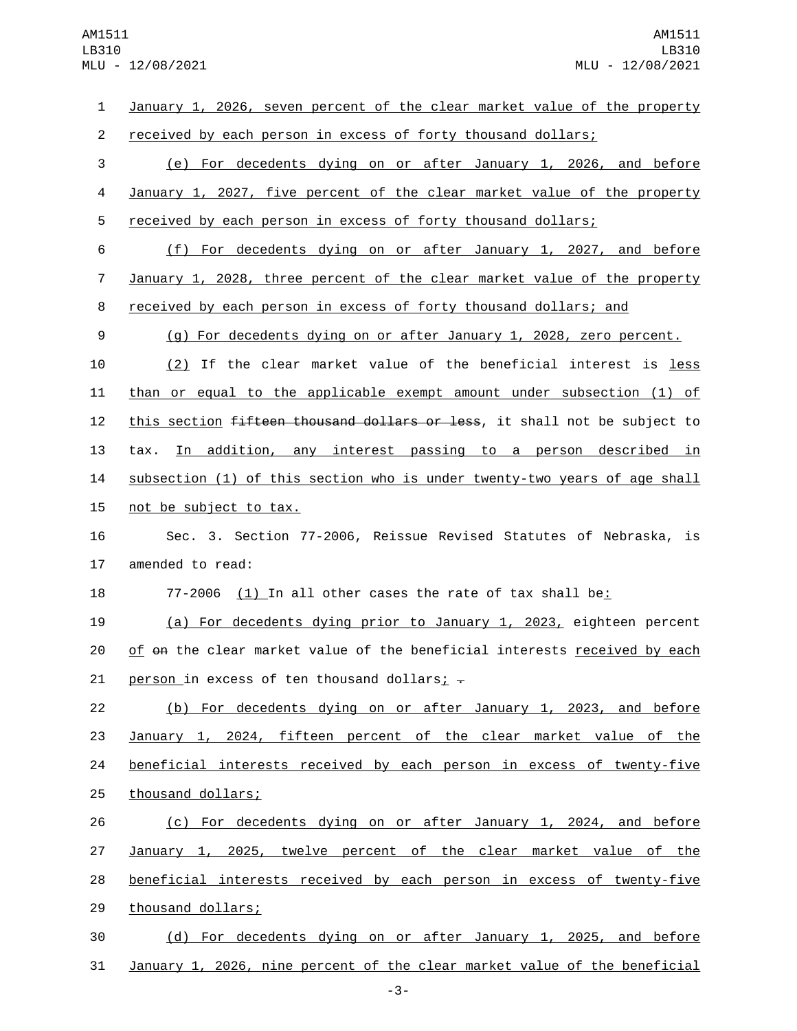January 1, 2026, seven percent of the clear market value of the property received by each person in excess of forty thousand dollars;

(e) For decedents dying on or after January 1, 2026, and before January 1, 2027, five percent of the clear market value of the property received by each person in excess of forty thousand dollars;

(f) For decedents dying on or after January 1, 2027, and before January 1, 2028, three percent of the clear market value of the property received by each person in excess of forty thousand dollars; and

(g) For decedents dying on or after January 1, 2028, zero percent.

(2) If the clear market value of the beneficial interest is less than or equal to the applicable exempt amount under subsection (1) of this section ~~fifteen thousand dollars or less~~, it shall not be subject to tax. In addition, any interest passing to a person described in subsection (1) of this section who is under twenty-two years of age shall not be subject to tax.

Sec. 3. Section 77-2006, Reissue Revised Statutes of Nebraska, is amended to read:

77-2006 (1) In all other cases the rate of tax shall be:

(a) For decedents dying prior to January 1, 2023, eighteen percent of ~~on~~ the clear market value of the beneficial interests received by each person in excess of ten thousand dollars; ~~.~~

(b) For decedents dying on or after January 1, 2023, and before January 1, 2024, fifteen percent of the clear market value of the beneficial interests received by each person in excess of twenty-five thousand dollars;

(c) For decedents dying on or after January 1, 2024, and before January 1, 2025, twelve percent of the clear market value of the beneficial interests received by each person in excess of twenty-five thousand dollars;

(d) For decedents dying on or after January 1, 2025, and before January 1, 2026, nine percent of the clear market value of the beneficial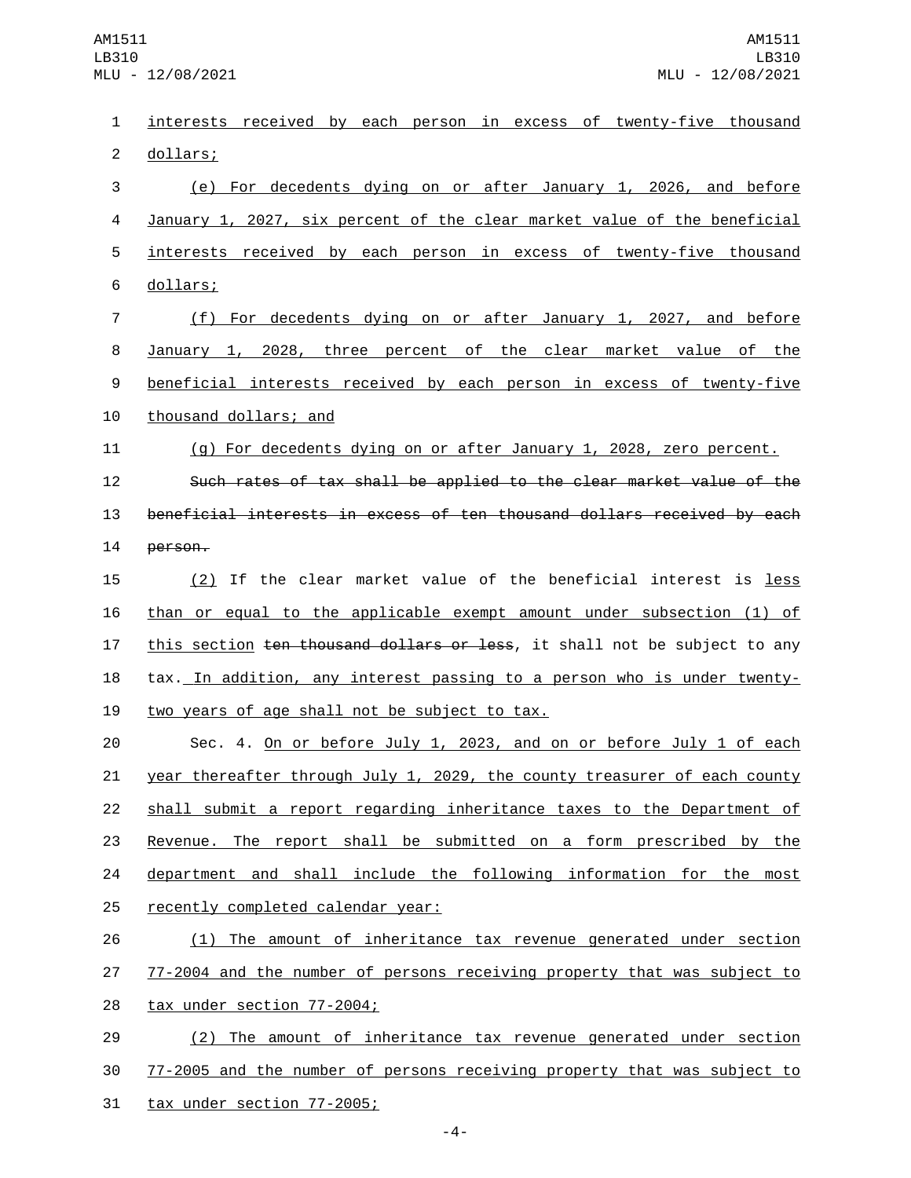interests received by each person in excess of twenty-five thousand dollars;

(e) For decedents dying on or after January 1, 2026, and before January 1, 2027, six percent of the clear market value of the beneficial interests received by each person in excess of twenty-five thousand dollars;

(f) For decedents dying on or after January 1, 2027, and before January 1, 2028, three percent of the clear market value of the beneficial interests received by each person in excess of twenty-five thousand dollars; and

(g) For decedents dying on or after January 1, 2028, zero percent.

~~Such rates of tax shall be applied to the clear market value of the beneficial interests in excess of ten thousand dollars received by each person.~~

(2) If the clear market value of the beneficial interest is less than or equal to the applicable exempt amount under subsection (1) of this section ~~ten thousand dollars or less~~, it shall not be subject to any tax. In addition, any interest passing to a person who is under twenty-two years of age shall not be subject to tax.

Sec. 4. On or before July 1, 2023, and on or before July 1 of each year thereafter through July 1, 2029, the county treasurer of each county shall submit a report regarding inheritance taxes to the Department of Revenue. The report shall be submitted on a form prescribed by the department and shall include the following information for the most recently completed calendar year:

(1) The amount of inheritance tax revenue generated under section 77-2004 and the number of persons receiving property that was subject to tax under section 77-2004;

(2) The amount of inheritance tax revenue generated under section 77-2005 and the number of persons receiving property that was subject to tax under section 77-2005;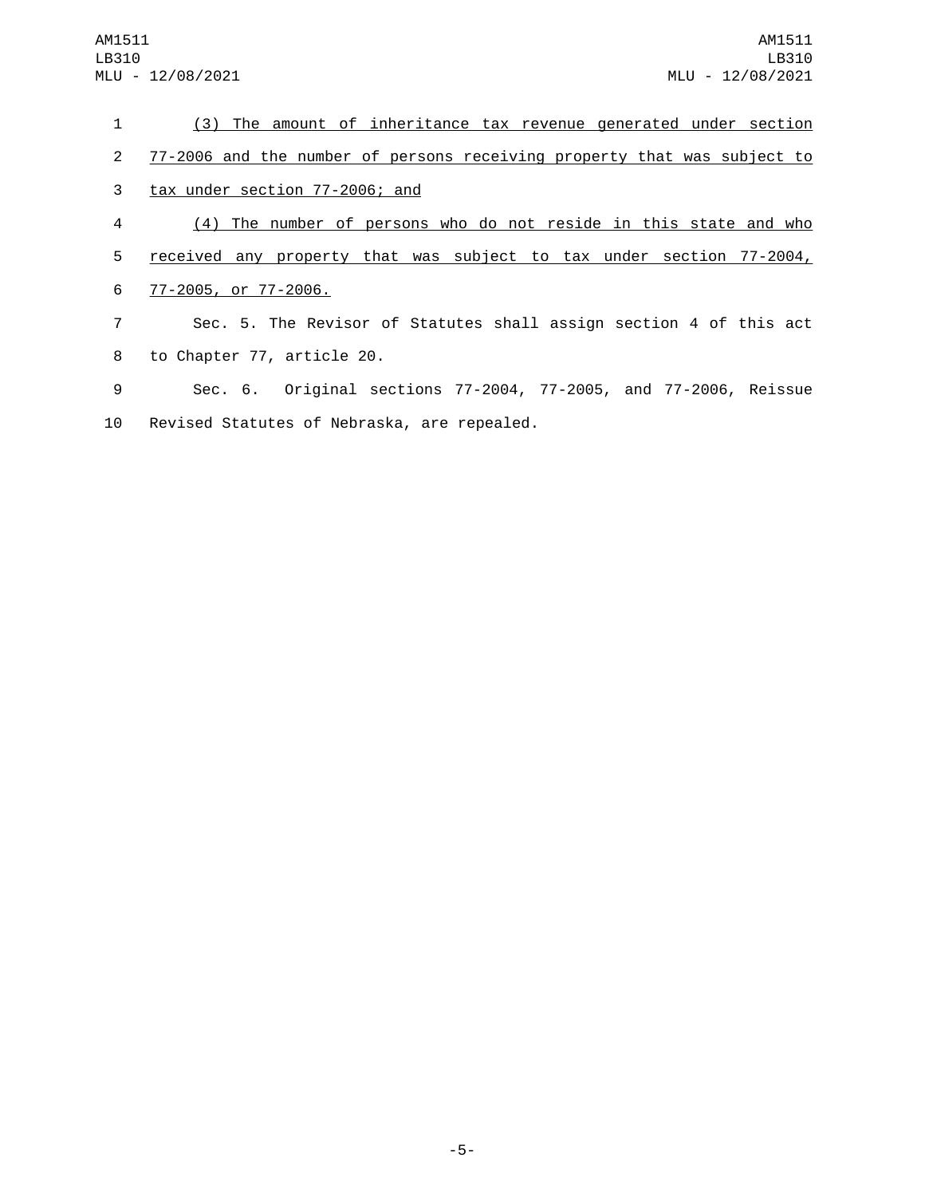(3) The amount of inheritance tax revenue generated under section 77-2006 and the number of persons receiving property that was subject to tax under section 77-2006; and

(4) The number of persons who do not reside in this state and who received any property that was subject to tax under section 77-2004, 77-2005, or 77-2006.

Sec. 5. The Revisor of Statutes shall assign section 4 of this act to Chapter 77, article 20.

Sec. 6. Original sections 77-2004, 77-2005, and 77-2006, Reissue Revised Statutes of Nebraska, are repealed.